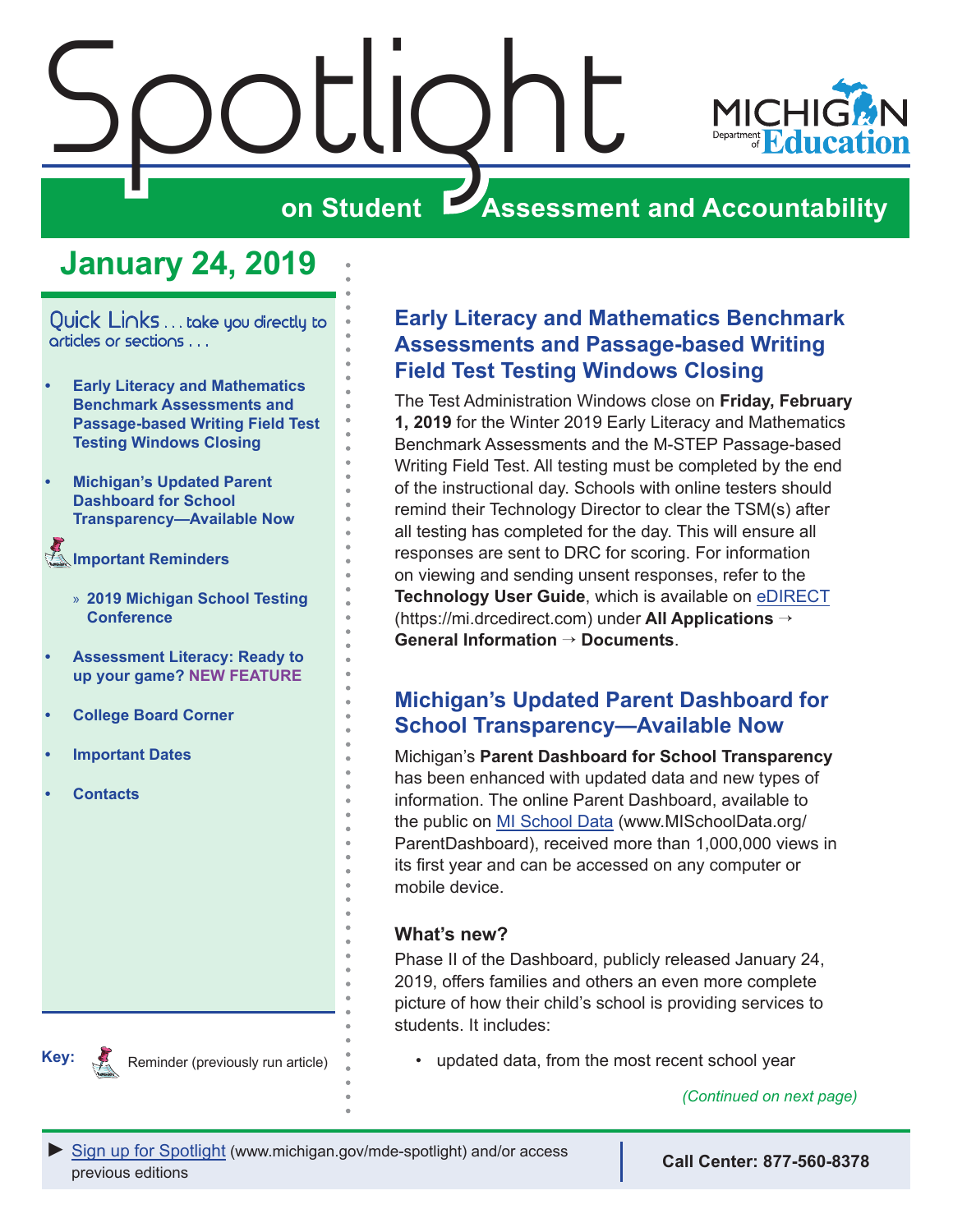# Spotlight on Student Assessment and Accountability

MICHIGAN Department of Education

## January 24, 2019

Quick Links . . . take you directly to articles or sections . . .

- Early Literacy and Mathematics Benchmark Assessments and Passage-based Writing Field Test Testing Windows Closing
- Michigan's Updated Parent Dashboard for School Transparency—Available Now
- Important Reminders
  - » 2019 Michigan School Testing Conference
- Assessment Literacy: Ready to up your game? NEW FEATURE
- College Board Corner
- Important Dates
- Contacts

**Key:** Reminder (previously run article)

## Early Literacy and Mathematics Benchmark Assessments and Passage-based Writing Field Test Testing Windows Closing

The Test Administration Windows close on **Friday, February 1, 2019** for the Winter 2019 Early Literacy and Mathematics Benchmark Assessments and the M-STEP Passage-based Writing Field Test. All testing must be completed by the end of the instructional day. Schools with online testers should remind their Technology Director to clear the TSM(s) after all testing has completed for the day. This will ensure all responses are sent to DRC for scoring. For information on viewing and sending unsent responses, refer to the **Technology User Guide**, which is available on eDIRECT (https://mi.drcedirect.com) under **All Applications** → **General Information** → **Documents**.

## Michigan's Updated Parent Dashboard for School Transparency—Available Now

Michigan's **Parent Dashboard for School Transparency** has been enhanced with updated data and new types of information. The online Parent Dashboard, available to the public on MI School Data (www.MISchoolData.org/ParentDashboard), received more than 1,000,000 views in its first year and can be accessed on any computer or mobile device.

### What's new?

Phase II of the Dashboard, publicly released January 24, 2019, offers families and others an even more complete picture of how their child's school is providing services to students. It includes:

- updated data, from the most recent school year

*(Continued on next page)*

► Sign up for Spotlight (www.michigan.gov/mde-spotlight) and/or access previous editions

**Call Center: 877-560-8378**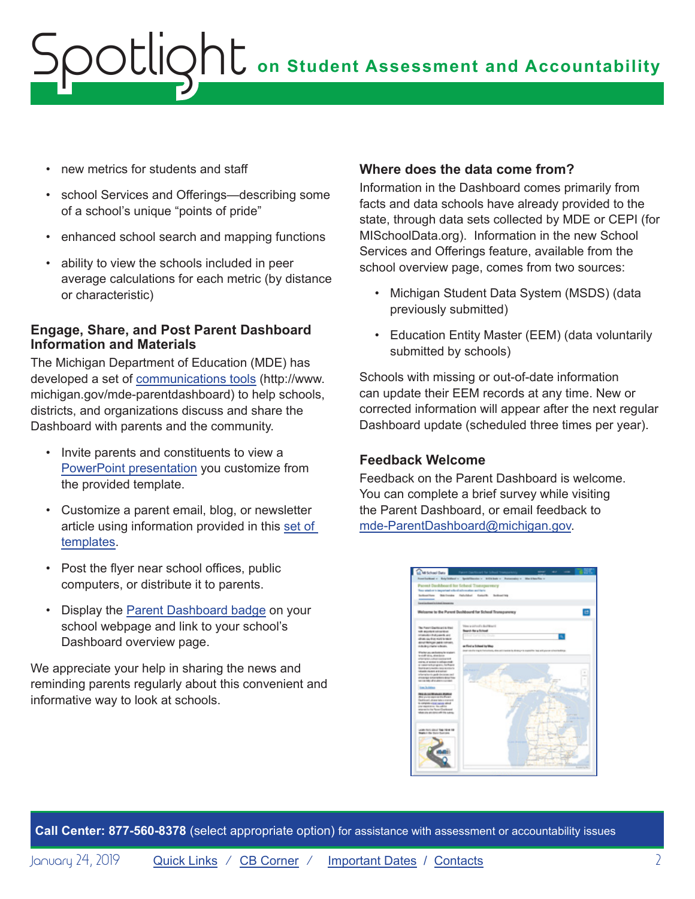- new metrics for students and staff
- school Services and Offerings—describing some of a school's unique "points of pride"
- enhanced school search and mapping functions
- ability to view the schools included in peer average calculations for each metric (by distance or characteristic)

### Engage, Share, and Post Parent Dashboard Information and Materials

The Michigan Department of Education (MDE) has developed a set of communications tools (http://www.michigan.gov/mde-parentdashboard) to help schools, districts, and organizations discuss and share the Dashboard with parents and the community.

- Invite parents and constituents to view a PowerPoint presentation you customize from the provided template.
- Customize a parent email, blog, or newsletter article using information provided in this set of templates.
- Post the flyer near school offices, public computers, or distribute it to parents.
- Display the Parent Dashboard badge on your school webpage and link to your school's Dashboard overview page.

We appreciate your help in sharing the news and reminding parents regularly about this convenient and informative way to look at schools.

### Where does the data come from?

Information in the Dashboard comes primarily from facts and data schools have already provided to the state, through data sets collected by MDE or CEPI (for MISchoolData.org). Information in the new School Services and Offerings feature, available from the school overview page, comes from two sources:

- Michigan Student Data System (MSDS) (data previously submitted)
- Education Entity Master (EEM) (data voluntarily submitted by schools)

Schools with missing or out-of-date information can update their EEM records at any time. New or corrected information will appear after the next regular Dashboard update (scheduled three times per year).

### Feedback Welcome

Feedback on the Parent Dashboard is welcome. You can complete a brief survey while visiting the Parent Dashboard, or email feedback to mde-ParentDashboard@michigan.gov.

**Call Center: 877-560-8378** (select appropriate option) for assistance with assessment or accountability issues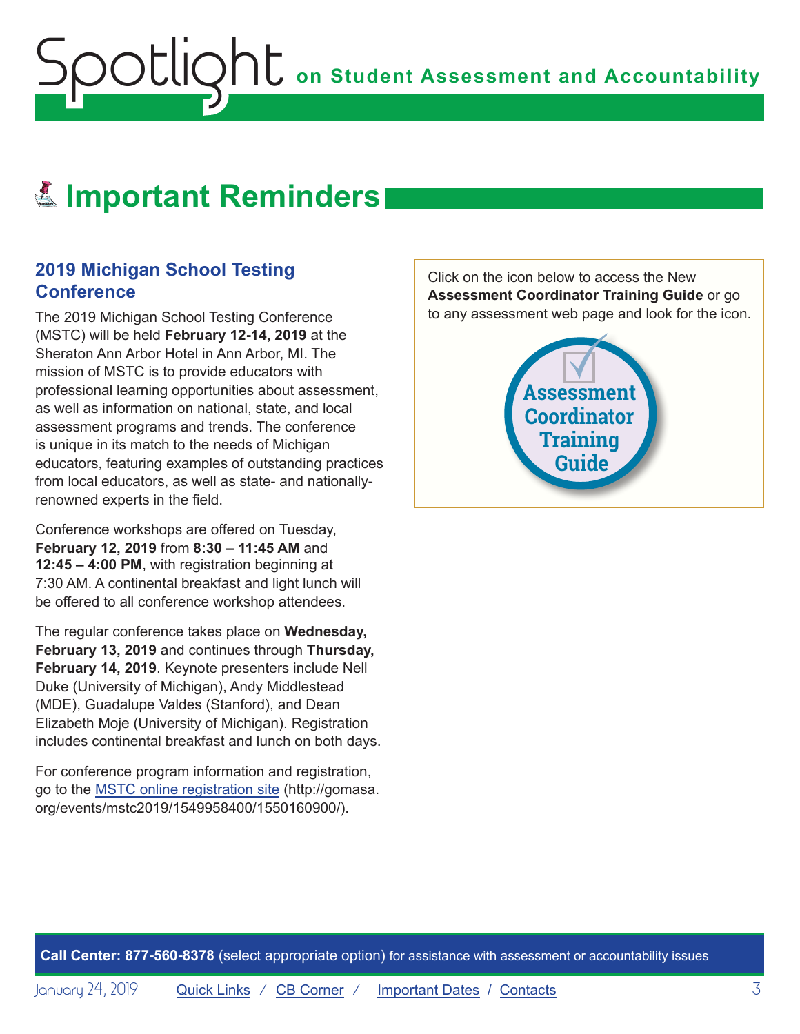# Important Reminders

## 2019 Michigan School Testing Conference

The 2019 Michigan School Testing Conference (MSTC) will be held **February 12-14, 2019** at the Sheraton Ann Arbor Hotel in Ann Arbor, MI. The mission of MSTC is to provide educators with professional learning opportunities about assessment, as well as information on national, state, and local assessment programs and trends. The conference is unique in its match to the needs of Michigan educators, featuring examples of outstanding practices from local educators, as well as state- and nationally-renowned experts in the field.

Conference workshops are offered on Tuesday, **February 12, 2019** from **8:30 – 11:45 AM** and **12:45 – 4:00 PM**, with registration beginning at 7:30 AM. A continental breakfast and light lunch will be offered to all conference workshop attendees.

The regular conference takes place on **Wednesday, February 13, 2019** and continues through **Thursday, February 14, 2019**. Keynote presenters include Nell Duke (University of Michigan), Andy Middlestead (MDE), Guadalupe Valdes (Stanford), and Dean Elizabeth Moje (University of Michigan). Registration includes continental breakfast and lunch on both days.

For conference program information and registration, go to the MSTC online registration site (http://gomasa.org/events/mstc2019/1549958400/1550160900/).

Click on the icon below to access the New **Assessment Coordinator Training Guide** or go to any assessment web page and look for the icon.

Assessment Coordinator Training Guide

**Call Center: 877-560-8378** (select appropriate option) for assistance with assessment or accountability issues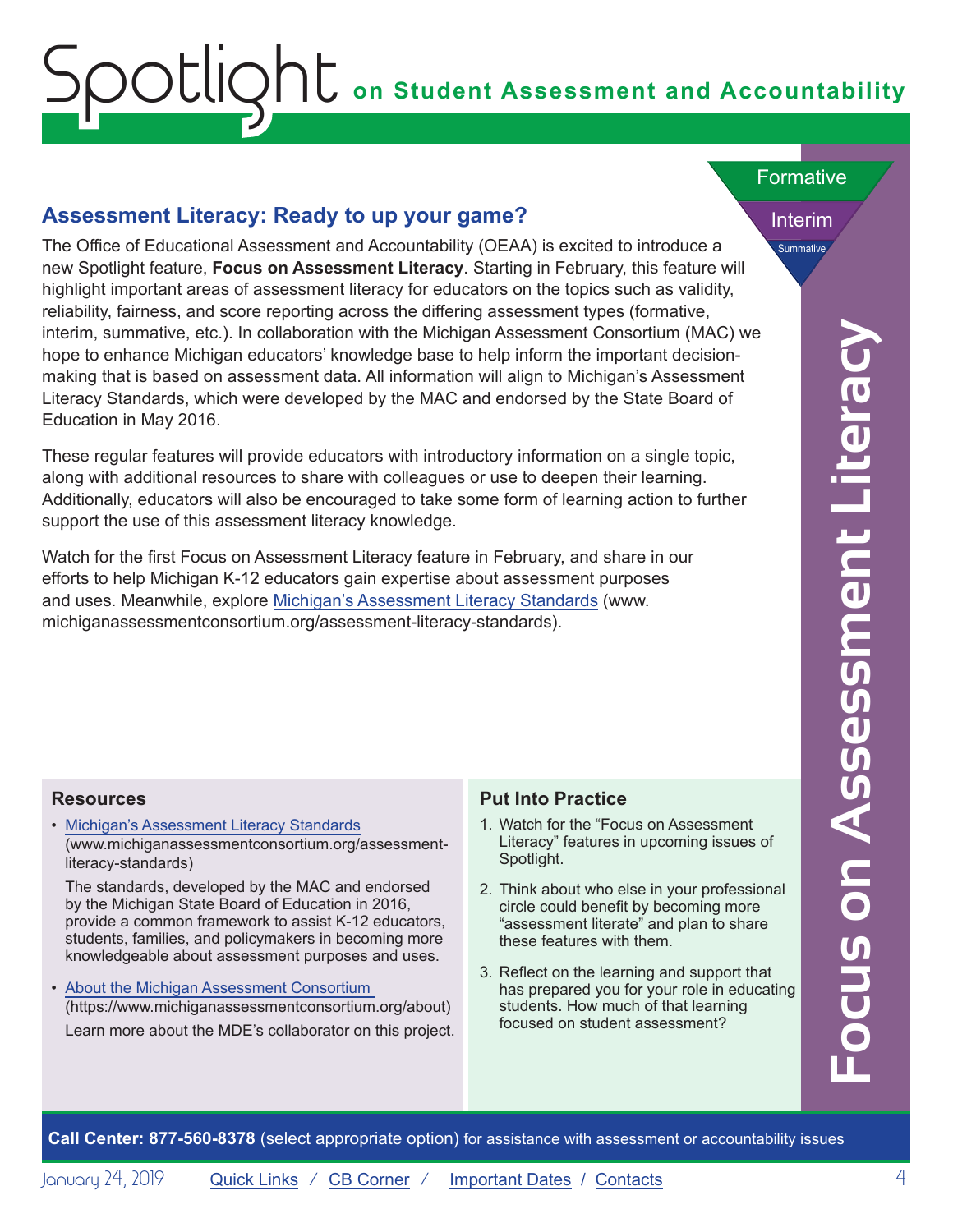## Assessment Literacy: Ready to up your game?

The Office of Educational Assessment and Accountability (OEAA) is excited to introduce a new Spotlight feature, **Focus on Assessment Literacy**. Starting in February, this feature will highlight important areas of assessment literacy for educators on the topics such as validity, reliability, fairness, and score reporting across the differing assessment types (formative, interim, summative, etc.). In collaboration with the Michigan Assessment Consortium (MAC) we hope to enhance Michigan educators' knowledge base to help inform the important decision-making that is based on assessment data. All information will align to Michigan's Assessment Literacy Standards, which were developed by the MAC and endorsed by the State Board of Education in May 2016.

These regular features will provide educators with introductory information on a single topic, along with additional resources to share with colleagues or use to deepen their learning. Additionally, educators will also be encouraged to take some form of learning action to further support the use of this assessment literacy knowledge.

Watch for the first Focus on Assessment Literacy feature in February, and share in our efforts to help Michigan K-12 educators gain expertise about assessment purposes and uses. Meanwhile, explore Michigan's Assessment Literacy Standards (www.michiganassessmentconsortium.org/assessment-literacy-standards).

### Resources

- Michigan's Assessment Literacy Standards (www.michiganassessmentconsortium.org/assessment-literacy-standards)

  The standards, developed by the MAC and endorsed by the Michigan State Board of Education in 2016, provide a common framework to assist K-12 educators, students, families, and policymakers in becoming more knowledgeable about assessment purposes and uses.

- About the Michigan Assessment Consortium (https://www.michiganassessmentconsortium.org/about)

  Learn more about the MDE's collaborator on this project.

### Put Into Practice

1. Watch for the "Focus on Assessment Literacy" features in upcoming issues of Spotlight.
2. Think about who else in your professional circle could benefit by becoming more "assessment literate" and plan to share these features with them.
3. Reflect on the learning and support that has prepared you for your role in educating students. How much of that learning focused on student assessment?

**Call Center: 877-560-8378** (select appropriate option) for assistance with assessment or accountability issues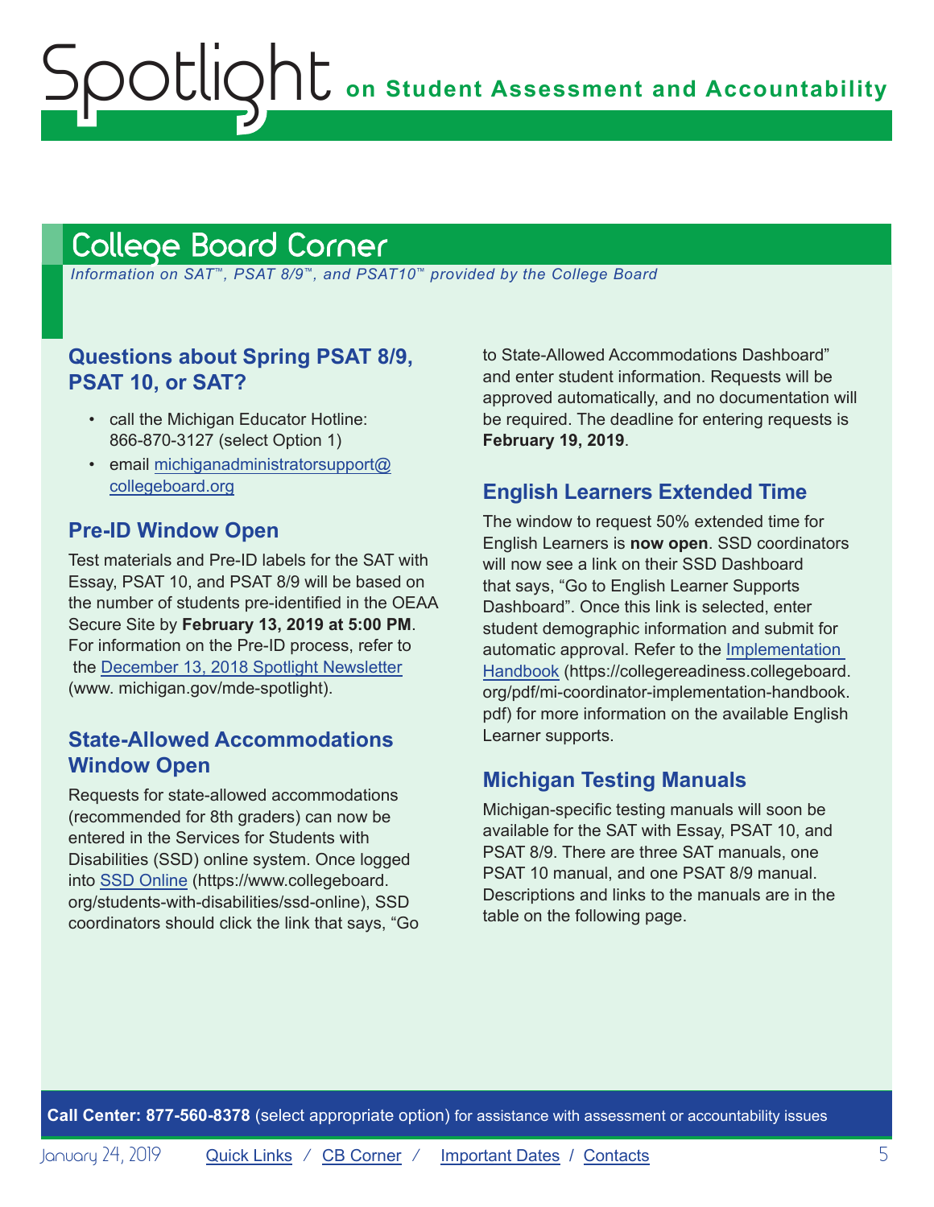## College Board Corner

*Information on SAT™, PSAT 8/9™, and PSAT10™ provided by the College Board*

### Questions about Spring PSAT 8/9, PSAT 10, or SAT?

- call the Michigan Educator Hotline: 866-870-3127 (select Option 1)
- email michiganadministratorsupport@collegeboard.org

### Pre-ID Window Open

Test materials and Pre-ID labels for the SAT with Essay, PSAT 10, and PSAT 8/9 will be based on the number of students pre-identified in the OEAA Secure Site by **February 13, 2019 at 5:00 PM**. For information on the Pre-ID process, refer to the December 13, 2018 Spotlight Newsletter (www. michigan.gov/mde-spotlight).

### State-Allowed Accommodations Window Open

Requests for state-allowed accommodations (recommended for 8th graders) can now be entered in the Services for Students with Disabilities (SSD) online system. Once logged into SSD Online (https://www.collegeboard.org/students-with-disabilities/ssd-online), SSD coordinators should click the link that says, "Go to State-Allowed Accommodations Dashboard" and enter student information. Requests will be approved automatically, and no documentation will be required. The deadline for entering requests is **February 19, 2019**.

### English Learners Extended Time

The window to request 50% extended time for English Learners is **now open**. SSD coordinators will now see a link on their SSD Dashboard that says, "Go to English Learner Supports Dashboard". Once this link is selected, enter student demographic information and submit for automatic approval. Refer to the Implementation Handbook (https://collegereadiness.collegeboard.org/pdf/mi-coordinator-implementation-handbook.pdf) for more information on the available English Learner supports.

### Michigan Testing Manuals

Michigan-specific testing manuals will soon be available for the SAT with Essay, PSAT 10, and PSAT 8/9. There are three SAT manuals, one PSAT 10 manual, and one PSAT 8/9 manual. Descriptions and links to the manuals are in the table on the following page.

**Call Center: 877-560-8378** (select appropriate option) for assistance with assessment or accountability issues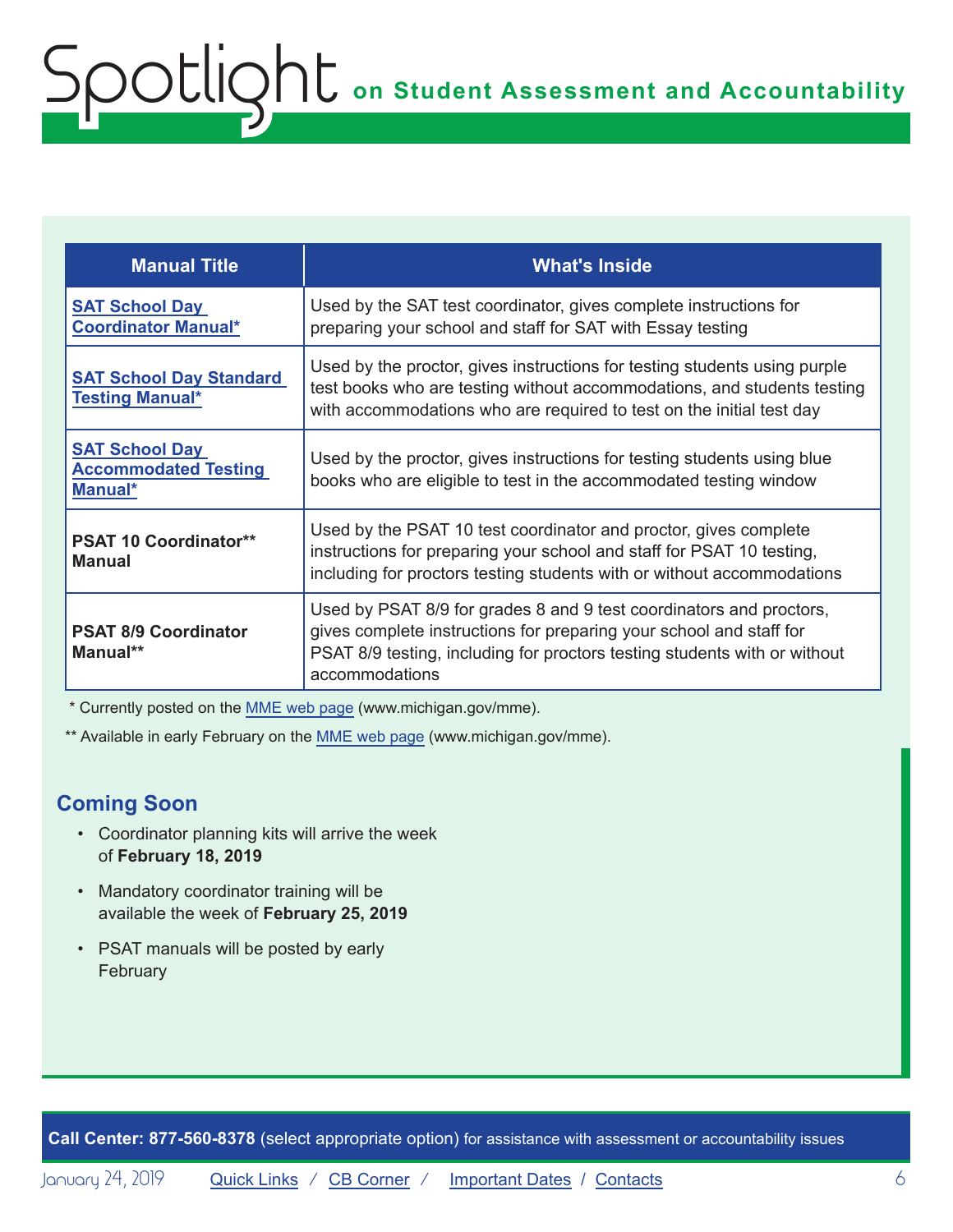| Manual Title | What's Inside |
| --- | --- |
| **SAT School Day Coordinator Manual*** | Used by the SAT test coordinator, gives complete instructions for preparing your school and staff for SAT with Essay testing |
| **SAT School Day Standard Testing Manual*** | Used by the proctor, gives instructions for testing students using purple test books who are testing without accommodations, and students testing with accommodations who are required to test on the initial test day |
| **SAT School Day Accommodated Testing Manual*** | Used by the proctor, gives instructions for testing students using blue books who are eligible to test in the accommodated testing window |
| **PSAT 10 Coordinator** Manual** | Used by the PSAT 10 test coordinator and proctor, gives complete instructions for preparing your school and staff for PSAT 10 testing, including for proctors testing students with or without accommodations |
| **PSAT 8/9 Coordinator Manual**** | Used by PSAT 8/9 for grades 8 and 9 test coordinators and proctors, gives complete instructions for preparing your school and staff for PSAT 8/9 testing, including for proctors testing students with or without accommodations |

* Currently posted on the MME web page (www.michigan.gov/mme).

** Available in early February on the MME web page (www.michigan.gov/mme).

## Coming Soon

- Coordinator planning kits will arrive the week of **February 18, 2019**
- Mandatory coordinator training will be available the week of **February 25, 2019**
- PSAT manuals will be posted by early February

**Call Center: 877-560-8378** (select appropriate option) for assistance with assessment or accountability issues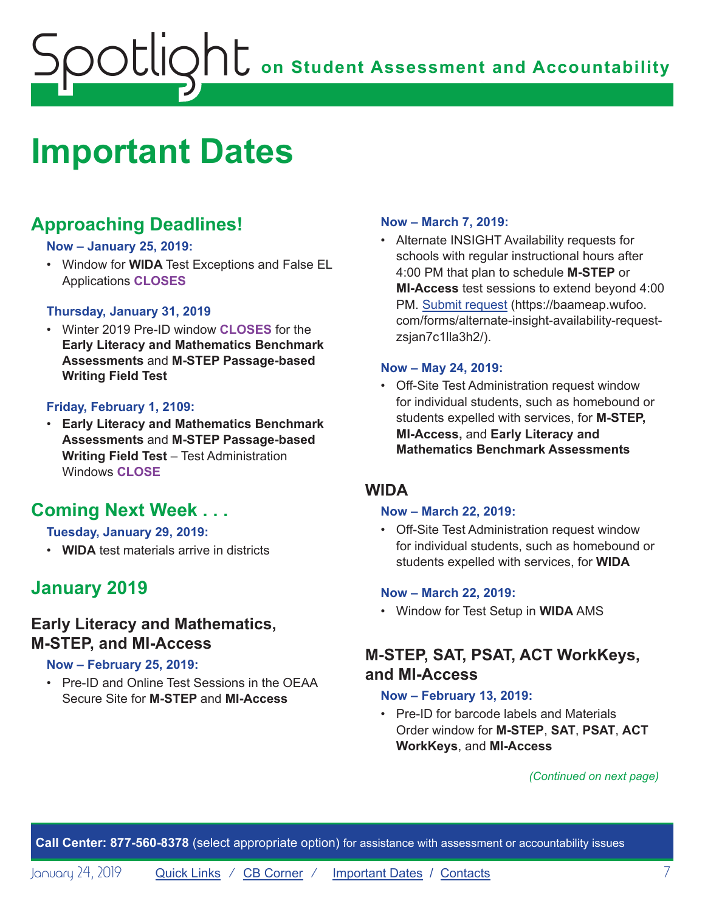# Spotlight on Student Assessment and Accountability

# Important Dates

## Approaching Deadlines!

**Now – January 25, 2019:**

- Window for **WIDA** Test Exceptions and False EL Applications **CLOSES**

**Thursday, January 31, 2019**

- Winter 2019 Pre-ID window **CLOSES** for the **Early Literacy and Mathematics Benchmark Assessments** and **M-STEP Passage-based Writing Field Test**

**Friday, February 1, 2109:**

- **Early Literacy and Mathematics Benchmark Assessments** and **M-STEP Passage-based Writing Field Test** – Test Administration Windows **CLOSE**

## Coming Next Week . . .

**Tuesday, January 29, 2019:**

- **WIDA** test materials arrive in districts

## January 2019

### Early Literacy and Mathematics, M-STEP, and MI-Access

**Now – February 25, 2019:**

- Pre-ID and Online Test Sessions in the OEAA Secure Site for **M-STEP** and **MI-Access**

**Now – March 7, 2019:**

- Alternate INSIGHT Availability requests for schools with regular instructional hours after 4:00 PM that plan to schedule **M-STEP** or **MI-Access** test sessions to extend beyond 4:00 PM. [Submit request](https://baameap.wufoo.com/forms/alternate-insight-availability-request-zsjan7c1lla3h2/) (https://baameap.wufoo.com/forms/alternate-insight-availability-request-zsjan7c1lla3h2/).

**Now – May 24, 2019:**

- Off-Site Test Administration request window for individual students, such as homebound or students expelled with services, for **M-STEP, MI-Access,** and **Early Literacy and Mathematics Benchmark Assessments**

### WIDA

**Now – March 22, 2019:**

- Off-Site Test Administration request window for individual students, such as homebound or students expelled with services, for **WIDA**

**Now – March 22, 2019:**

- Window for Test Setup in **WIDA** AMS

### M-STEP, SAT, PSAT, ACT WorkKeys, and MI-Access

**Now – February 13, 2019:**

- Pre-ID for barcode labels and Materials Order window for **M-STEP**, **SAT**, **PSAT**, **ACT WorkKeys**, and **MI-Access**

*(Continued on next page)*

**Call Center: 877-560-8378** (select appropriate option) for assistance with assessment or accountability issues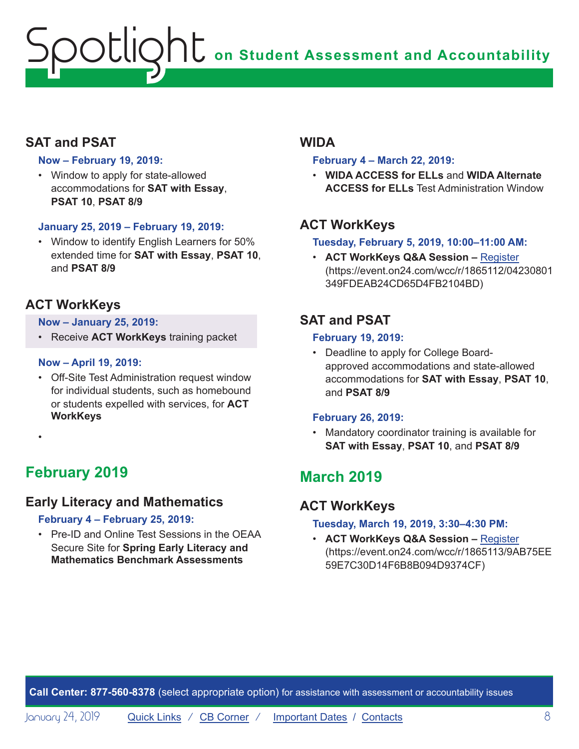## SAT and PSAT

**Now – February 19, 2019:**

- Window to apply for state-allowed accommodations for **SAT with Essay**, **PSAT 10**, **PSAT 8/9**

**January 25, 2019 – February 19, 2019:**

- Window to identify English Learners for 50% extended time for **SAT with Essay**, **PSAT 10**, and **PSAT 8/9**

## ACT WorkKeys

**Now – January 25, 2019:**

- Receive **ACT WorkKeys** training packet

**Now – April 19, 2019:**

- Off-Site Test Administration request window for individual students, such as homebound or students expelled with services, for **ACT WorkKeys**

# February 2019

## Early Literacy and Mathematics

**February 4 – February 25, 2019:**

- Pre-ID and Online Test Sessions in the OEAA Secure Site for **Spring Early Literacy and Mathematics Benchmark Assessments**

## WIDA

**February 4 – March 22, 2019:**

- **WIDA ACCESS for ELLs** and **WIDA Alternate ACCESS for ELLs** Test Administration Window

## ACT WorkKeys

**Tuesday, February 5, 2019, 10:00–11:00 AM:**

- **ACT WorkKeys Q&A Session –** Register (https://event.on24.com/wcc/r/1865112/04230801349FDEAB24CD65D4FB2104BD)

## SAT and PSAT

**February 19, 2019:**

- Deadline to apply for College Board-approved accommodations and state-allowed accommodations for **SAT with Essay**, **PSAT 10**, and **PSAT 8/9**

**February 26, 2019:**

- Mandatory coordinator training is available for **SAT with Essay**, **PSAT 10**, and **PSAT 8/9**

# March 2019

## ACT WorkKeys

**Tuesday, March 19, 2019, 3:30–4:30 PM:**

- **ACT WorkKeys Q&A Session –** Register (https://event.on24.com/wcc/r/1865113/9AB75EE59E7C30D14F6B8B094D9374CF)

**Call Center: 877-560-8378** (select appropriate option) for assistance with assessment or accountability issues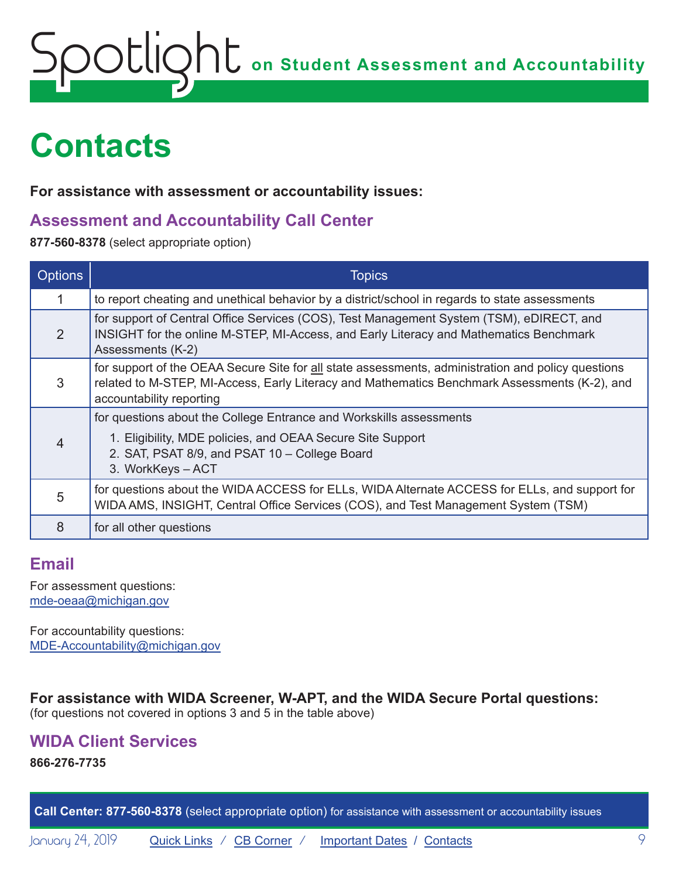# Contacts

**For assistance with assessment or accountability issues:**

## Assessment and Accountability Call Center

**877-560-8378** (select appropriate option)

| Options | Topics |
|---|---|
| 1 | to report cheating and unethical behavior by a district/school in regards to state assessments |
| 2 | for support of Central Office Services (COS), Test Management System (TSM), eDIRECT, and INSIGHT for the online M-STEP, MI-Access, and Early Literacy and Mathematics Benchmark Assessments (K-2) |
| 3 | for support of the OEAA Secure Site for all state assessments, administration and policy questions related to M-STEP, MI-Access, Early Literacy and Mathematics Benchmark Assessments (K-2), and accountability reporting |
| 4 | for questions about the College Entrance and Workskills assessments<br>1. Eligibility, MDE policies, and OEAA Secure Site Support<br>2. SAT, PSAT 8/9, and PSAT 10 – College Board<br>3. WorkKeys – ACT |
| 5 | for questions about the WIDA ACCESS for ELLs, WIDA Alternate ACCESS for ELLs, and support for WIDA AMS, INSIGHT, Central Office Services (COS), and Test Management System (TSM) |
| 8 | for all other questions |

## Email

For assessment questions:
mde-oeaa@michigan.gov

For accountability questions:
MDE-Accountability@michigan.gov

**For assistance with WIDA Screener, W-APT, and the WIDA Secure Portal questions:**
(for questions not covered in options 3 and 5 in the table above)

## WIDA Client Services

**866-276-7735**

**Call Center: 877-560-8378** (select appropriate option) for assistance with assessment or accountability issues